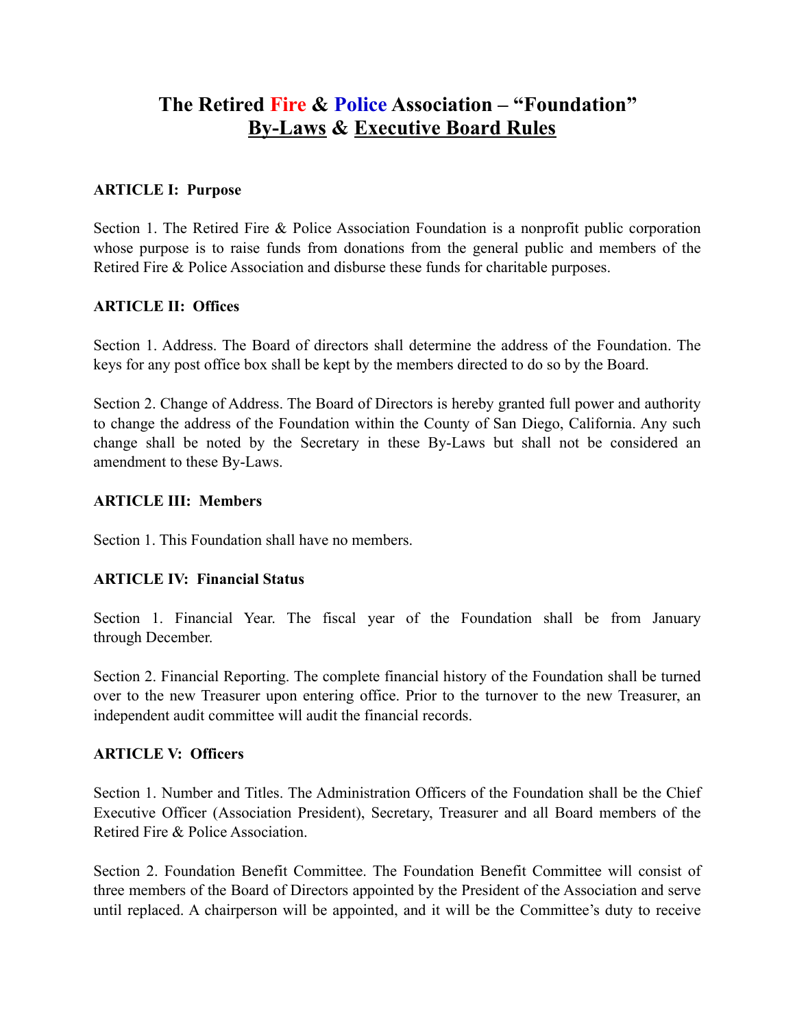# The Retired Fire & Police Association – "Foundation"
## By-Laws & Executive Board Rules

**ARTICLE I: Purpose**

Section 1. The Retired Fire & Police Association Foundation is a nonprofit public corporation whose purpose is to raise funds from donations from the general public and members of the Retired Fire & Police Association and disburse these funds for charitable purposes.

**ARTICLE II: Offices**

Section 1. Address. The Board of directors shall determine the address of the Foundation. The keys for any post office box shall be kept by the members directed to do so by the Board.

Section 2. Change of Address. The Board of Directors is hereby granted full power and authority to change the address of the Foundation within the County of San Diego, California. Any such change shall be noted by the Secretary in these By-Laws but shall not be considered an amendment to these By-Laws.

**ARTICLE III: Members**

Section 1. This Foundation shall have no members.

**ARTICLE IV: Financial Status**

Section 1. Financial Year. The fiscal year of the Foundation shall be from January through December.

Section 2. Financial Reporting. The complete financial history of the Foundation shall be turned over to the new Treasurer upon entering office. Prior to the turnover to the new Treasurer, an independent audit committee will audit the financial records.

**ARTICLE V: Officers**

Section 1. Number and Titles. The Administration Officers of the Foundation shall be the Chief Executive Officer (Association President), Secretary, Treasurer and all Board members of the Retired Fire & Police Association.

Section 2. Foundation Benefit Committee. The Foundation Benefit Committee will consist of three members of the Board of Directors appointed by the President of the Association and serve until replaced. A chairperson will be appointed, and it will be the Committee's duty to receive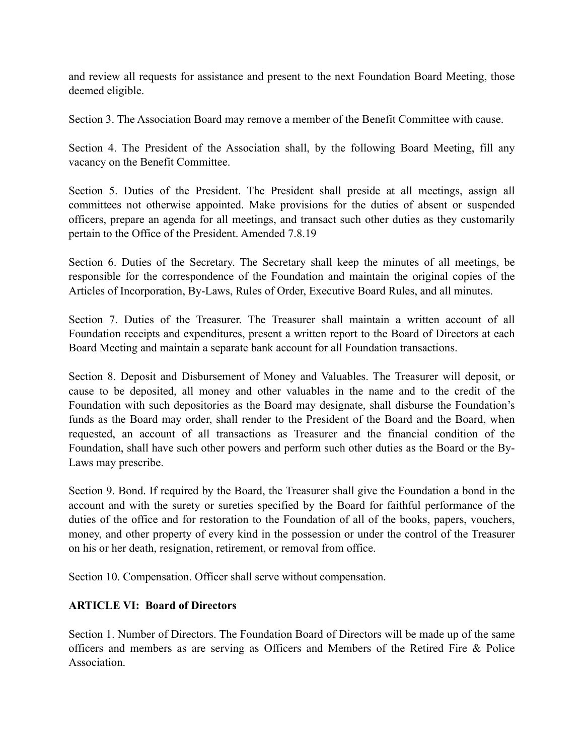and review all requests for assistance and present to the next Foundation Board Meeting, those deemed eligible.

Section 3. The Association Board may remove a member of the Benefit Committee with cause.

Section 4. The President of the Association shall, by the following Board Meeting, fill any vacancy on the Benefit Committee.

Section 5. Duties of the President. The President shall preside at all meetings, assign all committees not otherwise appointed. Make provisions for the duties of absent or suspended officers, prepare an agenda for all meetings, and transact such other duties as they customarily pertain to the Office of the President. Amended 7.8.19

Section 6. Duties of the Secretary. The Secretary shall keep the minutes of all meetings, be responsible for the correspondence of the Foundation and maintain the original copies of the Articles of Incorporation, By-Laws, Rules of Order, Executive Board Rules, and all minutes.

Section 7. Duties of the Treasurer. The Treasurer shall maintain a written account of all Foundation receipts and expenditures, present a written report to the Board of Directors at each Board Meeting and maintain a separate bank account for all Foundation transactions.

Section 8. Deposit and Disbursement of Money and Valuables. The Treasurer will deposit, or cause to be deposited, all money and other valuables in the name and to the credit of the Foundation with such depositories as the Board may designate, shall disburse the Foundation's funds as the Board may order, shall render to the President of the Board and the Board, when requested, an account of all transactions as Treasurer and the financial condition of the Foundation, shall have such other powers and perform such other duties as the Board or the By-Laws may prescribe.

Section 9. Bond. If required by the Board, the Treasurer shall give the Foundation a bond in the account and with the surety or sureties specified by the Board for faithful performance of the duties of the office and for restoration to the Foundation of all of the books, papers, vouchers, money, and other property of every kind in the possession or under the control of the Treasurer on his or her death, resignation, retirement, or removal from office.

Section 10. Compensation. Officer shall serve without compensation.

## ARTICLE VI: Board of Directors

Section 1. Number of Directors. The Foundation Board of Directors will be made up of the same officers and members as are serving as Officers and Members of the Retired Fire & Police Association.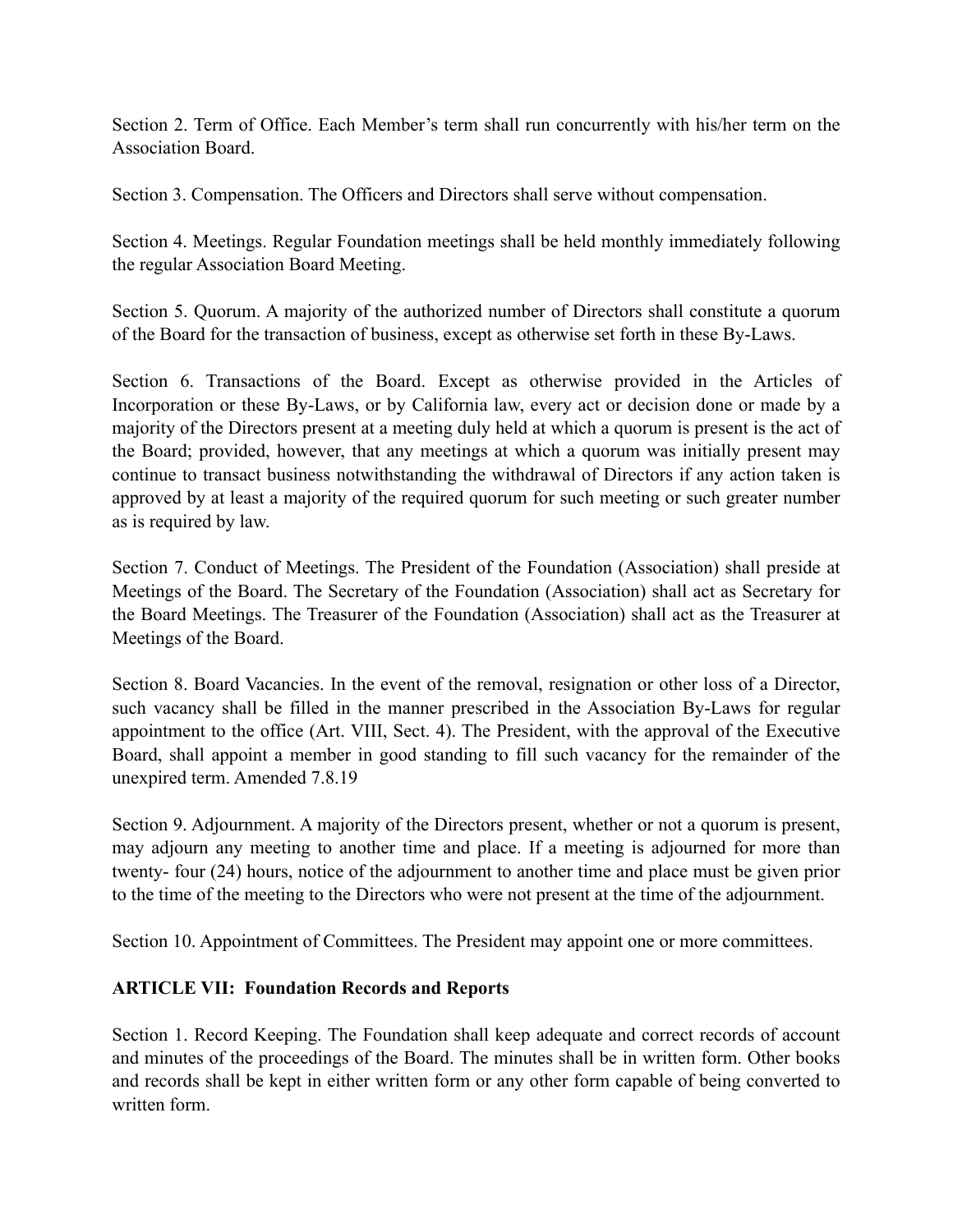Section 2. Term of Office. Each Member's term shall run concurrently with his/her term on the Association Board.

Section 3. Compensation. The Officers and Directors shall serve without compensation.

Section 4. Meetings. Regular Foundation meetings shall be held monthly immediately following the regular Association Board Meeting.

Section 5. Quorum. A majority of the authorized number of Directors shall constitute a quorum of the Board for the transaction of business, except as otherwise set forth in these By-Laws.

Section 6. Transactions of the Board. Except as otherwise provided in the Articles of Incorporation or these By-Laws, or by California law, every act or decision done or made by a majority of the Directors present at a meeting duly held at which a quorum is present is the act of the Board; provided, however, that any meetings at which a quorum was initially present may continue to transact business notwithstanding the withdrawal of Directors if any action taken is approved by at least a majority of the required quorum for such meeting or such greater number as is required by law.

Section 7. Conduct of Meetings. The President of the Foundation (Association) shall preside at Meetings of the Board. The Secretary of the Foundation (Association) shall act as Secretary for the Board Meetings. The Treasurer of the Foundation (Association) shall act as the Treasurer at Meetings of the Board.

Section 8. Board Vacancies. In the event of the removal, resignation or other loss of a Director, such vacancy shall be filled in the manner prescribed in the Association By-Laws for regular appointment to the office (Art. VIII, Sect. 4). The President, with the approval of the Executive Board, shall appoint a member in good standing to fill such vacancy for the remainder of the unexpired term. Amended 7.8.19

Section 9. Adjournment. A majority of the Directors present, whether or not a quorum is present, may adjourn any meeting to another time and place. If a meeting is adjourned for more than twenty- four (24) hours, notice of the adjournment to another time and place must be given prior to the time of the meeting to the Directors who were not present at the time of the adjournment.

Section 10. Appointment of Committees. The President may appoint one or more committees.

## ARTICLE VII: Foundation Records and Reports

Section 1. Record Keeping. The Foundation shall keep adequate and correct records of account and minutes of the proceedings of the Board. The minutes shall be in written form. Other books and records shall be kept in either written form or any other form capable of being converted to written form.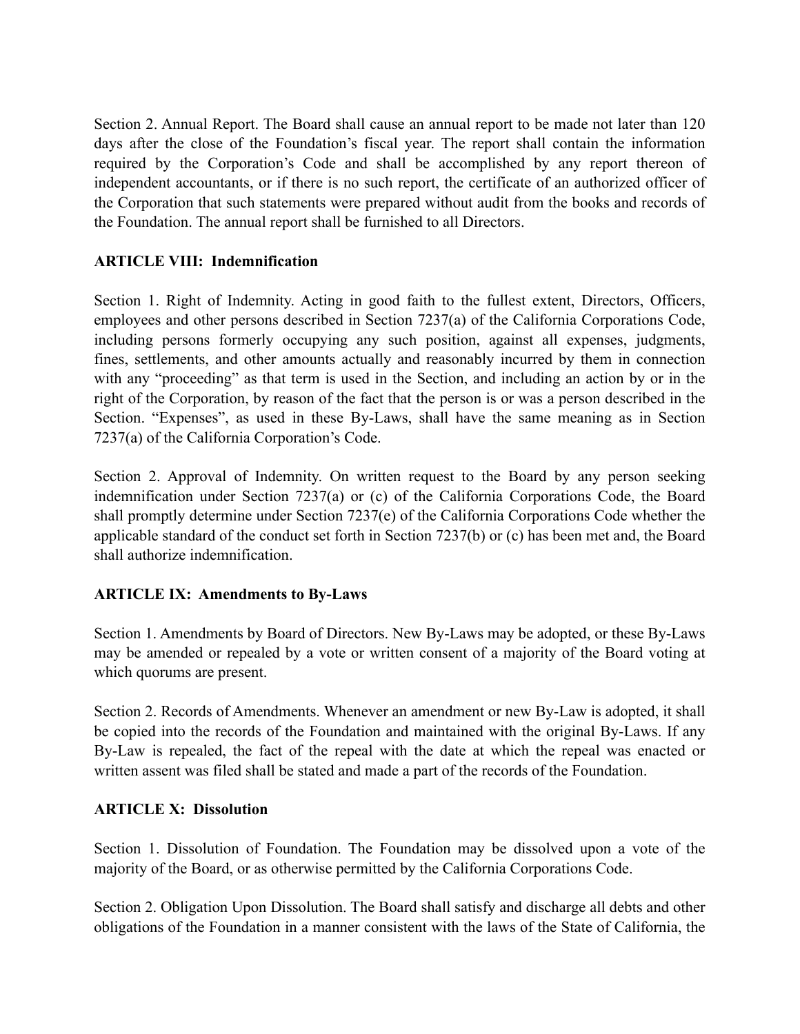Section 2. Annual Report. The Board shall cause an annual report to be made not later than 120 days after the close of the Foundation's fiscal year. The report shall contain the information required by the Corporation's Code and shall be accomplished by any report thereon of independent accountants, or if there is no such report, the certificate of an authorized officer of the Corporation that such statements were prepared without audit from the books and records of the Foundation. The annual report shall be furnished to all Directors.

**ARTICLE VIII: Indemnification**

Section 1. Right of Indemnity. Acting in good faith to the fullest extent, Directors, Officers, employees and other persons described in Section 7237(a) of the California Corporations Code, including persons formerly occupying any such position, against all expenses, judgments, fines, settlements, and other amounts actually and reasonably incurred by them in connection with any "proceeding" as that term is used in the Section, and including an action by or in the right of the Corporation, by reason of the fact that the person is or was a person described in the Section. "Expenses", as used in these By-Laws, shall have the same meaning as in Section 7237(a) of the California Corporation's Code.

Section 2. Approval of Indemnity. On written request to the Board by any person seeking indemnification under Section 7237(a) or (c) of the California Corporations Code, the Board shall promptly determine under Section 7237(e) of the California Corporations Code whether the applicable standard of the conduct set forth in Section 7237(b) or (c) has been met and, the Board shall authorize indemnification.

**ARTICLE IX: Amendments to By-Laws**

Section 1. Amendments by Board of Directors. New By-Laws may be adopted, or these By-Laws may be amended or repealed by a vote or written consent of a majority of the Board voting at which quorums are present.

Section 2. Records of Amendments. Whenever an amendment or new By-Law is adopted, it shall be copied into the records of the Foundation and maintained with the original By-Laws. If any By-Law is repealed, the fact of the repeal with the date at which the repeal was enacted or written assent was filed shall be stated and made a part of the records of the Foundation.

**ARTICLE X: Dissolution**

Section 1. Dissolution of Foundation. The Foundation may be dissolved upon a vote of the majority of the Board, or as otherwise permitted by the California Corporations Code.

Section 2. Obligation Upon Dissolution. The Board shall satisfy and discharge all debts and other obligations of the Foundation in a manner consistent with the laws of the State of California, the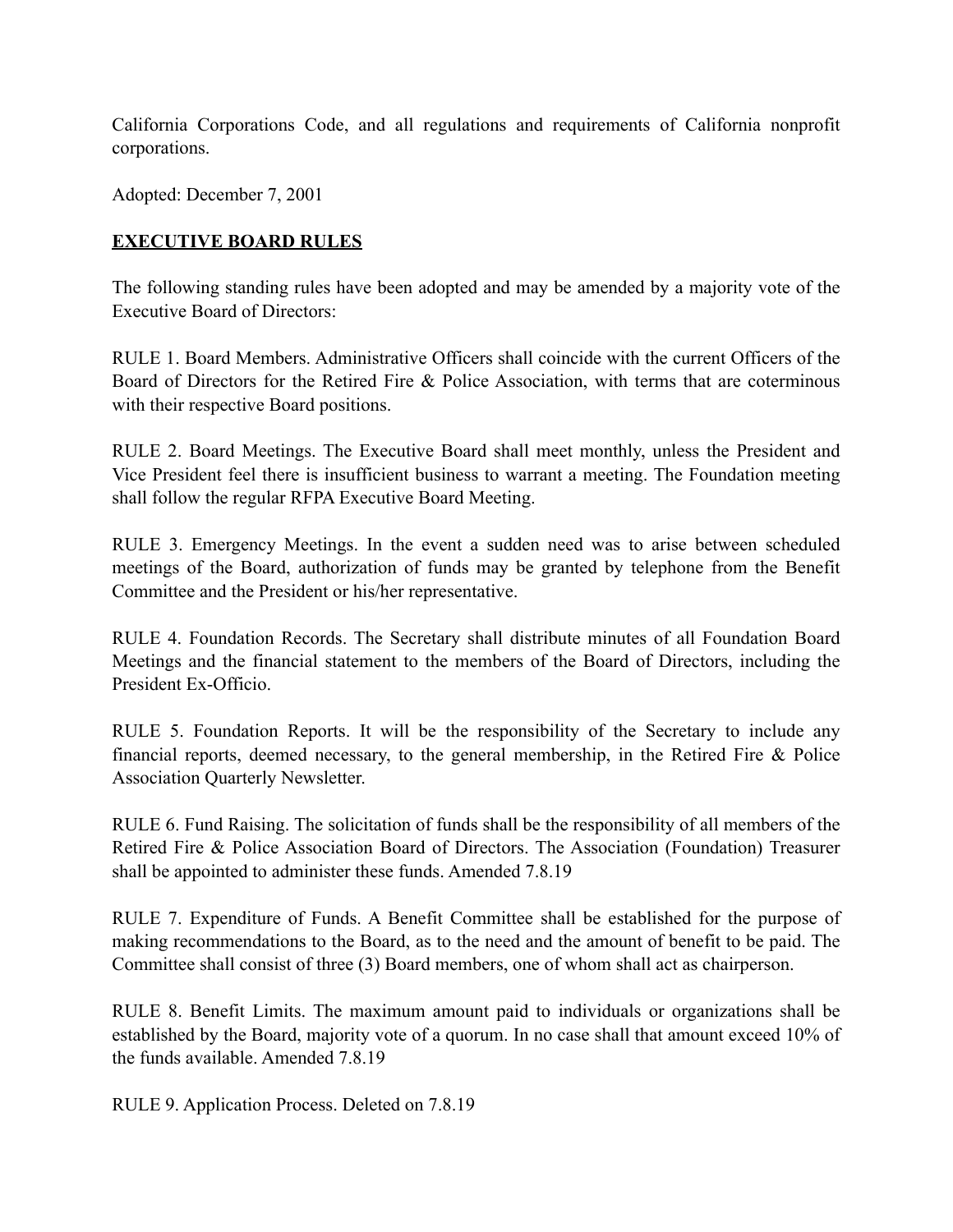California Corporations Code, and all regulations and requirements of California nonprofit corporations.

Adopted: December 7, 2001

## EXECUTIVE BOARD RULES

The following standing rules have been adopted and may be amended by a majority vote of the Executive Board of Directors:

RULE 1. Board Members. Administrative Officers shall coincide with the current Officers of the Board of Directors for the Retired Fire & Police Association, with terms that are coterminous with their respective Board positions.

RULE 2. Board Meetings. The Executive Board shall meet monthly, unless the President and Vice President feel there is insufficient business to warrant a meeting. The Foundation meeting shall follow the regular RFPA Executive Board Meeting.

RULE 3. Emergency Meetings. In the event a sudden need was to arise between scheduled meetings of the Board, authorization of funds may be granted by telephone from the Benefit Committee and the President or his/her representative.

RULE 4. Foundation Records. The Secretary shall distribute minutes of all Foundation Board Meetings and the financial statement to the members of the Board of Directors, including the President Ex-Officio.

RULE 5. Foundation Reports. It will be the responsibility of the Secretary to include any financial reports, deemed necessary, to the general membership, in the Retired Fire & Police Association Quarterly Newsletter.

RULE 6. Fund Raising. The solicitation of funds shall be the responsibility of all members of the Retired Fire & Police Association Board of Directors. The Association (Foundation) Treasurer shall be appointed to administer these funds. Amended 7.8.19

RULE 7. Expenditure of Funds. A Benefit Committee shall be established for the purpose of making recommendations to the Board, as to the need and the amount of benefit to be paid. The Committee shall consist of three (3) Board members, one of whom shall act as chairperson.

RULE 8. Benefit Limits. The maximum amount paid to individuals or organizations shall be established by the Board, majority vote of a quorum. In no case shall that amount exceed 10% of the funds available. Amended 7.8.19

RULE 9. Application Process. Deleted on 7.8.19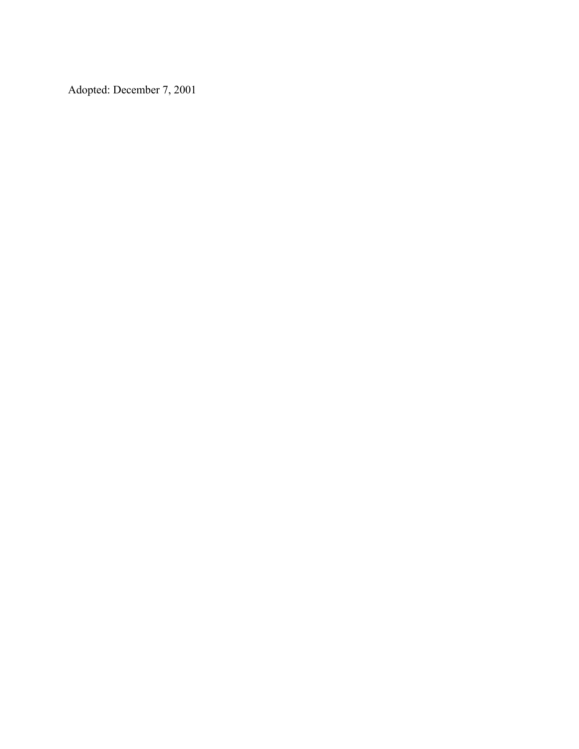Adopted: December 7, 2001